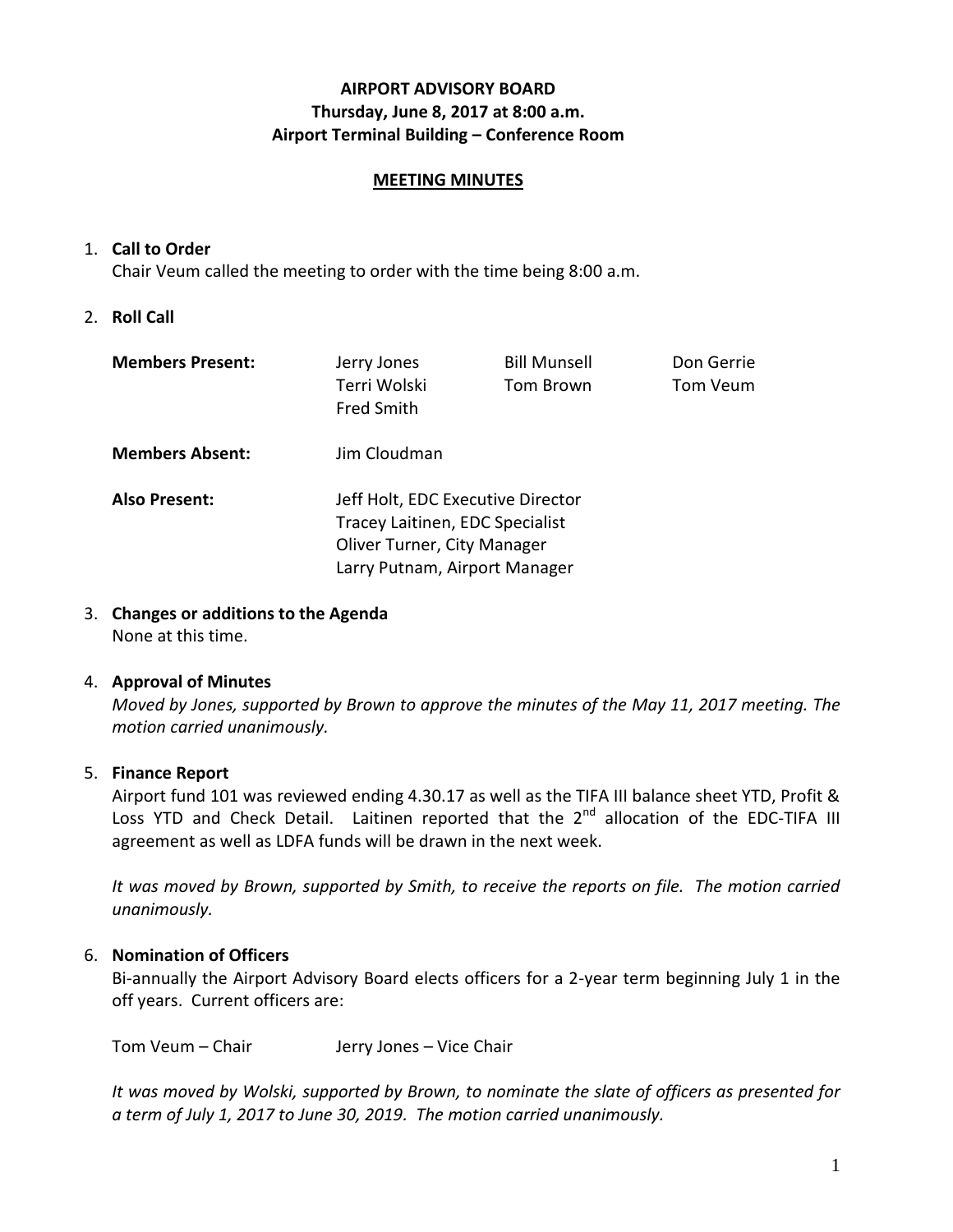# AIRPORT ADVISORY BOARD
## Thursday, June 8, 2017 at 8:00 a.m.
## Airport Terminal Building – Conference Room

**MEETING MINUTES**

1. **Call to Order**
   Chair Veum called the meeting to order with the time being 8:00 a.m.

2. **Roll Call**

   | | | | |
   |---|---|---|---|
   | **Members Present:** | Jerry Jones | Bill Munsell | Don Gerrie |
   | | Terri Wolski | Tom Brown | Tom Veum |
   | | Fred Smith | | |
   | **Members Absent:** | Jim Cloudman | | |
   | **Also Present:** | Jeff Holt, EDC Executive Director | | |
   | | Tracey Laitinen, EDC Specialist | | |
   | | Oliver Turner, City Manager | | |
   | | Larry Putnam, Airport Manager | | |

3. **Changes or additions to the Agenda**
   None at this time.

4. **Approval of Minutes**
   *Moved by Jones, supported by Brown to approve the minutes of the May 11, 2017 meeting. The motion carried unanimously.*

5. **Finance Report**
   Airport fund 101 was reviewed ending 4.30.17 as well as the TIFA III balance sheet YTD, Profit & Loss YTD and Check Detail. Laitinen reported that the 2nd allocation of the EDC-TIFA III agreement as well as LDFA funds will be drawn in the next week.

   *It was moved by Brown, supported by Smith, to receive the reports on file. The motion carried unanimously.*

6. **Nomination of Officers**
   Bi-annually the Airport Advisory Board elects officers for a 2-year term beginning July 1 in the off years. Current officers are:

   Tom Veum – Chair &nbsp;&nbsp;&nbsp;&nbsp; Jerry Jones – Vice Chair

   *It was moved by Wolski, supported by Brown, to nominate the slate of officers as presented for a term of July 1, 2017 to June 30, 2019. The motion carried unanimously.*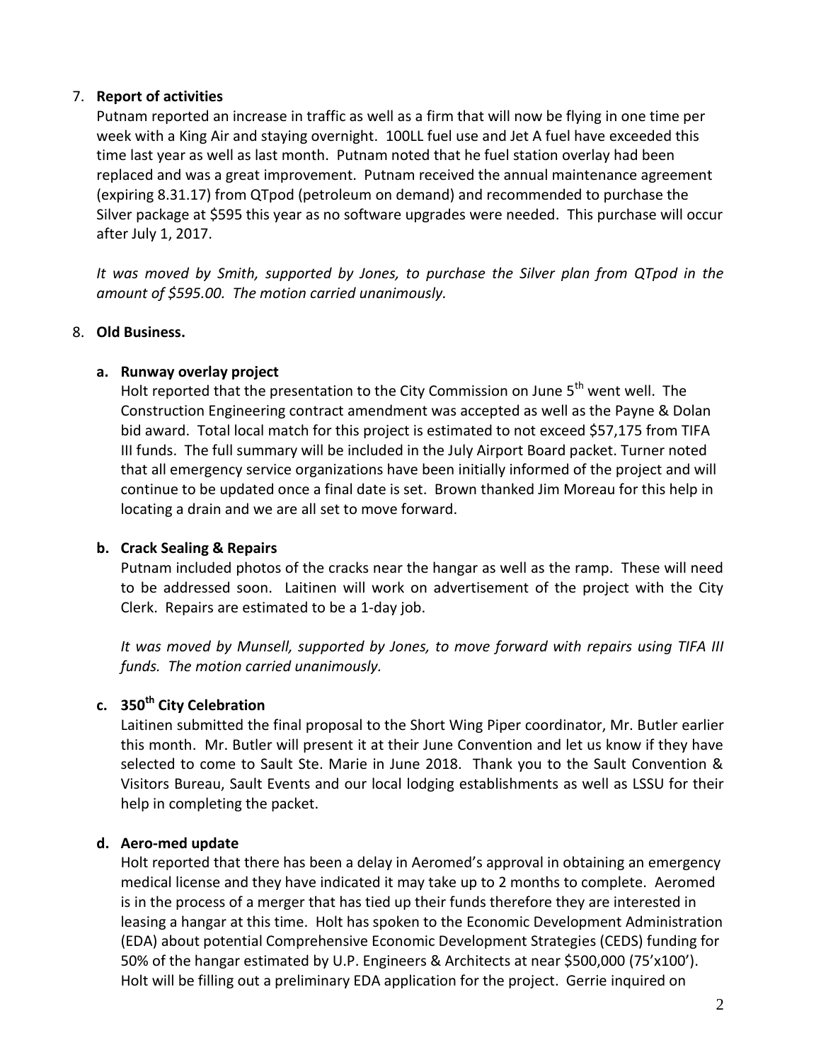7. **Report of activities**

   Putnam reported an increase in traffic as well as a firm that will now be flying in one time per week with a King Air and staying overnight. 100LL fuel use and Jet A fuel have exceeded this time last year as well as last month. Putnam noted that he fuel station overlay had been replaced and was a great improvement. Putnam received the annual maintenance agreement (expiring 8.31.17) from QTpod (petroleum on demand) and recommended to purchase the Silver package at $595 this year as no software upgrades were needed. This purchase will occur after July 1, 2017.

   *It was moved by Smith, supported by Jones, to purchase the Silver plan from QTpod in the amount of $595.00. The motion carried unanimously.*

8. **Old Business.**

   **a. Runway overlay project**

   Holt reported that the presentation to the City Commission on June 5th went well. The Construction Engineering contract amendment was accepted as well as the Payne & Dolan bid award. Total local match for this project is estimated to not exceed $57,175 from TIFA III funds. The full summary will be included in the July Airport Board packet. Turner noted that all emergency service organizations have been initially informed of the project and will continue to be updated once a final date is set. Brown thanked Jim Moreau for this help in locating a drain and we are all set to move forward.

   **b. Crack Sealing & Repairs**

   Putnam included photos of the cracks near the hangar as well as the ramp. These will need to be addressed soon. Laitinen will work on advertisement of the project with the City Clerk. Repairs are estimated to be a 1-day job.

   *It was moved by Munsell, supported by Jones, to move forward with repairs using TIFA III funds. The motion carried unanimously.*

   **c. 350th City Celebration**

   Laitinen submitted the final proposal to the Short Wing Piper coordinator, Mr. Butler earlier this month. Mr. Butler will present it at their June Convention and let us know if they have selected to come to Sault Ste. Marie in June 2018. Thank you to the Sault Convention & Visitors Bureau, Sault Events and our local lodging establishments as well as LSSU for their help in completing the packet.

   **d. Aero-med update**

   Holt reported that there has been a delay in Aeromed's approval in obtaining an emergency medical license and they have indicated it may take up to 2 months to complete. Aeromed is in the process of a merger that has tied up their funds therefore they are interested in leasing a hangar at this time. Holt has spoken to the Economic Development Administration (EDA) about potential Comprehensive Economic Development Strategies (CEDS) funding for 50% of the hangar estimated by U.P. Engineers & Architects at near $500,000 (75'x100'). Holt will be filling out a preliminary EDA application for the project. Gerrie inquired on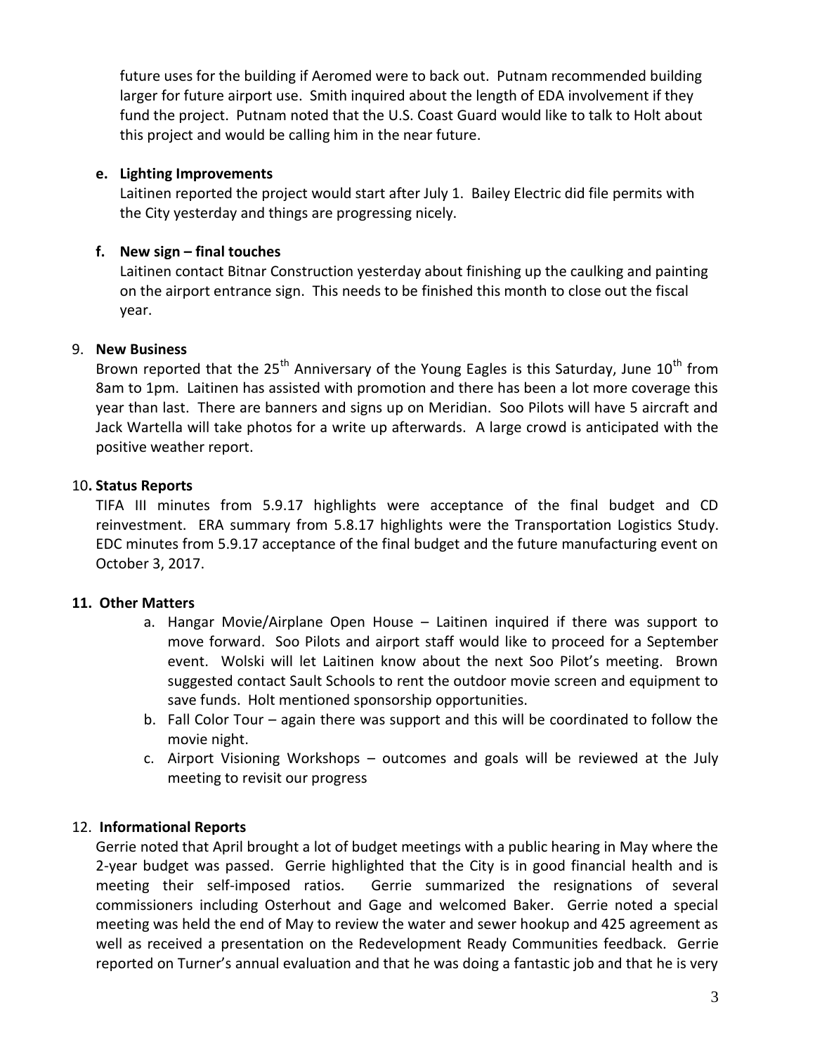future uses for the building if Aeromed were to back out. Putnam recommended building larger for future airport use. Smith inquired about the length of EDA involvement if they fund the project. Putnam noted that the U.S. Coast Guard would like to talk to Holt about this project and would be calling him in the near future.

**e. Lighting Improvements**

Laitinen reported the project would start after July 1. Bailey Electric did file permits with the City yesterday and things are progressing nicely.

**f. New sign – final touches**

Laitinen contact Bitnar Construction yesterday about finishing up the caulking and painting on the airport entrance sign. This needs to be finished this month to close out the fiscal year.

9. **New Business**

Brown reported that the 25th Anniversary of the Young Eagles is this Saturday, June 10th from 8am to 1pm. Laitinen has assisted with promotion and there has been a lot more coverage this year than last. There are banners and signs up on Meridian. Soo Pilots will have 5 aircraft and Jack Wartella will take photos for a write up afterwards. A large crowd is anticipated with the positive weather report.

10**. Status Reports**

TIFA III minutes from 5.9.17 highlights were acceptance of the final budget and CD reinvestment. ERA summary from 5.8.17 highlights were the Transportation Logistics Study. EDC minutes from 5.9.17 acceptance of the final budget and the future manufacturing event on October 3, 2017.

**11. Other Matters**

a. Hangar Movie/Airplane Open House – Laitinen inquired if there was support to move forward. Soo Pilots and airport staff would like to proceed for a September event. Wolski will let Laitinen know about the next Soo Pilot's meeting. Brown suggested contact Sault Schools to rent the outdoor movie screen and equipment to save funds. Holt mentioned sponsorship opportunities.
b. Fall Color Tour – again there was support and this will be coordinated to follow the movie night.
c. Airport Visioning Workshops – outcomes and goals will be reviewed at the July meeting to revisit our progress

12. **Informational Reports**

Gerrie noted that April brought a lot of budget meetings with a public hearing in May where the 2-year budget was passed. Gerrie highlighted that the City is in good financial health and is meeting their self-imposed ratios. Gerrie summarized the resignations of several commissioners including Osterhout and Gage and welcomed Baker. Gerrie noted a special meeting was held the end of May to review the water and sewer hookup and 425 agreement as well as received a presentation on the Redevelopment Ready Communities feedback. Gerrie reported on Turner's annual evaluation and that he was doing a fantastic job and that he is very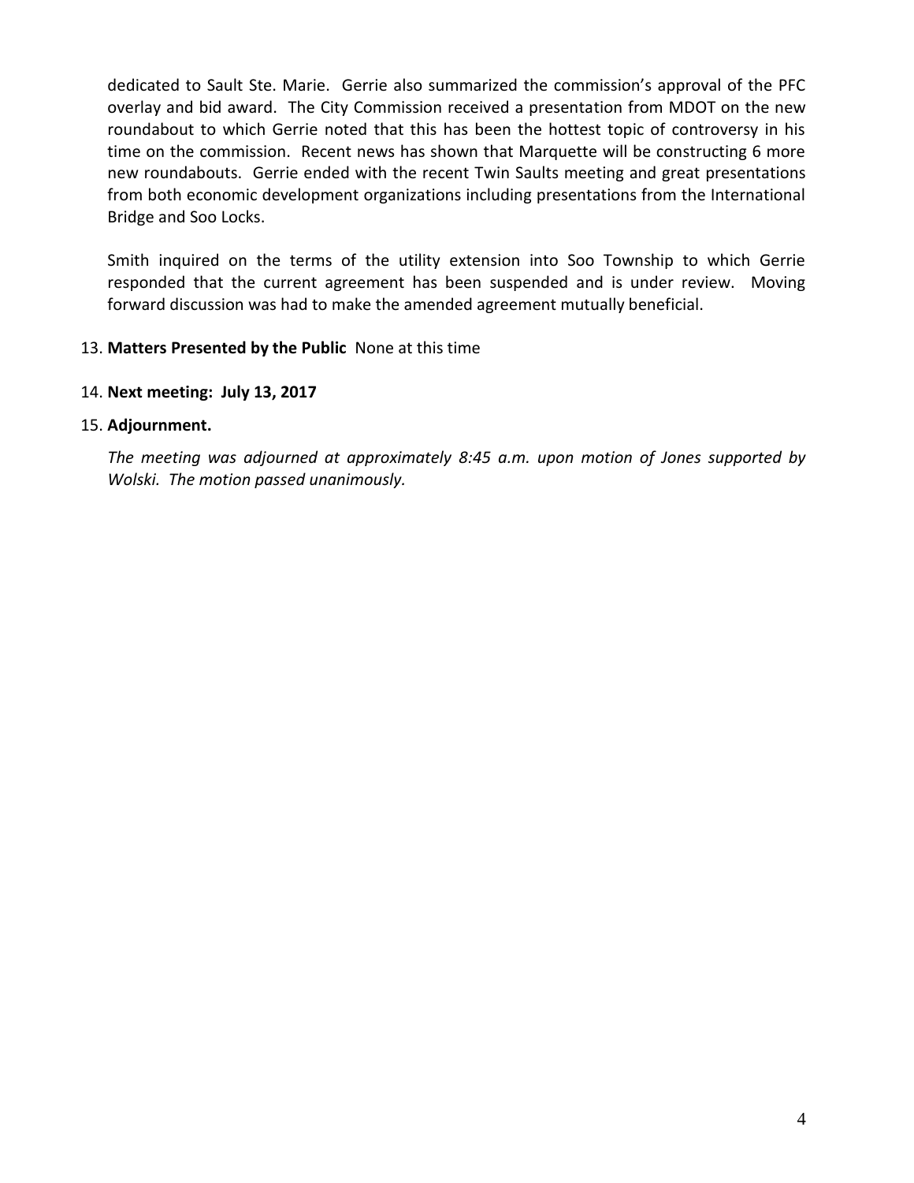dedicated to Sault Ste. Marie. Gerrie also summarized the commission's approval of the PFC overlay and bid award. The City Commission received a presentation from MDOT on the new roundabout to which Gerrie noted that this has been the hottest topic of controversy in his time on the commission. Recent news has shown that Marquette will be constructing 6 more new roundabouts. Gerrie ended with the recent Twin Saults meeting and great presentations from both economic development organizations including presentations from the International Bridge and Soo Locks.

Smith inquired on the terms of the utility extension into Soo Township to which Gerrie responded that the current agreement has been suspended and is under review. Moving forward discussion was had to make the amended agreement mutually beneficial.

13. **Matters Presented by the Public** None at this time

14. **Next meeting: July 13, 2017**

15. **Adjournment.**

*The meeting was adjourned at approximately 8:45 a.m. upon motion of Jones supported by Wolski. The motion passed unanimously.*